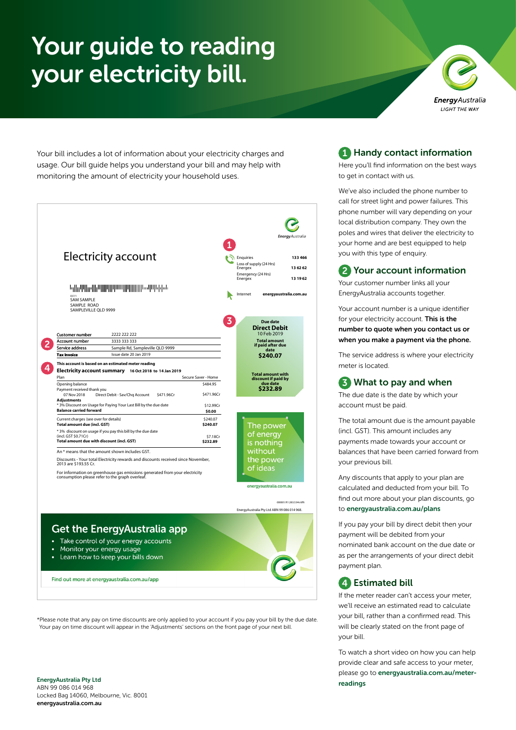# Your guide to reading your electricity bill.

EnergyAustralia
LIGHT THE WAY

Your bill includes a lot of information about your electricity charges and usage. Our bill guide helps you understand your bill and may help with monitoring the amount of electricity your household uses.

## Electricity account

EnergyAustralia

**1**

| | |
|---|---|
| Enquiries | 133 466 |
| Loss of supply (24 Hrs) Energex | 13 62 62 |
| Emergency (24 Hrs) Energex | 13 19 62 |
| Internet | energyaustralia.com.au |

037/1
SAM SAMPLE
SAMPLE ROAD
SAMPLEVILLE QLD 9999

**2**

| | |
|---|---|
| Customer number | 2222 222 222 |
| Account number | 3333 333 333 |
| Service address | Sample Rd, Sampleville QLD 9999 |
| **Tax Invoice** | Issue date 20 Jan 2019 |

**3**

Due date
**Direct Debit**
10 Feb 2019

**Total amount if paid after due date**
**$240.07**

**Total amount with discount if paid by due date**
**$232.89**

**4**

**This account is based on an estimated meter reading**

**Electricity account summary** 16 Oct 2018 to 14 Jan 2019

| Plan | | | Secure Saver - Home |
|---|---|---|---|
| Opening balance | | | $484.95 |
| Payment received thank you | | | |
| 07 Nov 2018 | Direct Debit - Sav/Chq Account | $471.96Cr | $471.96Cr |
| **Adjustments** | | | |
| * 3% Discount on Usage for Paying Your Last Bill by the due date | | | $12.99Cr |
| **Balance carried forward** | | | **$0.00** |
| Current charges (see over for details) | | | $240.07 |
| **Total amount due (incl. GST)** | | | **$240.07** |
| * 3% discount on usage if you pay this bill by the due date (incl. GST $0.71Cr) | | | $7.18Cr |
| **Total amount due with discount (incl. GST)** | | | **$232.89** |

An * means that the amount shown includes GST.

Discounts - Your total Electricity rewards and discounts received since November, 2013 are $193.55 Cr.

For information on greenhouse gas emissions generated from your electricity consumption please refer to the graph overleaf.

The power of energy is nothing without the power of ideas

energyaustralia.com.au

000001/R1.283/2.94c/dft
EnergyAustralia Pty Ltd ABN 99 086 014 968.

## Get the EnergyAustralia app

- Take control of your energy accounts
- Monitor your energy usage
- Learn how to keep your bills down

Find out more at energyaustralia.com.au/app

*Please note that any pay on time discounts are only applied to your account if you pay your bill by the due date. Your pay on time discount will appear in the 'Adjustments' sections on the front page of your next bill.

## 1 Handy contact information

Here you'll find information on the best ways to get in contact with us.

We've also included the phone number to call for street light and power failures. This phone number will vary depending on your local distribution company. They own the poles and wires that deliver the electricity to your home and are best equipped to help you with this type of enquiry.

## 2 Your account information

Your customer number links all your EnergyAustralia accounts together.

Your account number is a unique identifier for your electricity account. **This is the number to quote when you contact us or when you make a payment via the phone.**

The service address is where your electricity meter is located.

## 3 What to pay and when

The due date is the date by which your account must be paid.

The total amount due is the amount payable (incl. GST). This amount includes any payments made towards your account or balances that have been carried forward from your previous bill.

Any discounts that apply to your plan are calculated and deducted from your bill. To find out more about your plan discounts, go to **energyaustralia.com.au/plans**

If you pay your bill by direct debit then your payment will be debited from your nominated bank account on the due date or as per the arrangements of your direct debit payment plan.

## 4 Estimated bill

If the meter reader can't access your meter, we'll receive an estimated read to calculate your bill, rather than a confirmed read. This will be clearly stated on the front page of your bill.

To watch a short video on how you can help provide clear and safe access to your meter, please go to **energyaustralia.com.au/meter-readings**

**EnergyAustralia Pty Ltd**
ABN 99 086 014 968
Locked Bag 14060, Melbourne, Vic. 8001
**energyaustralia.com.au**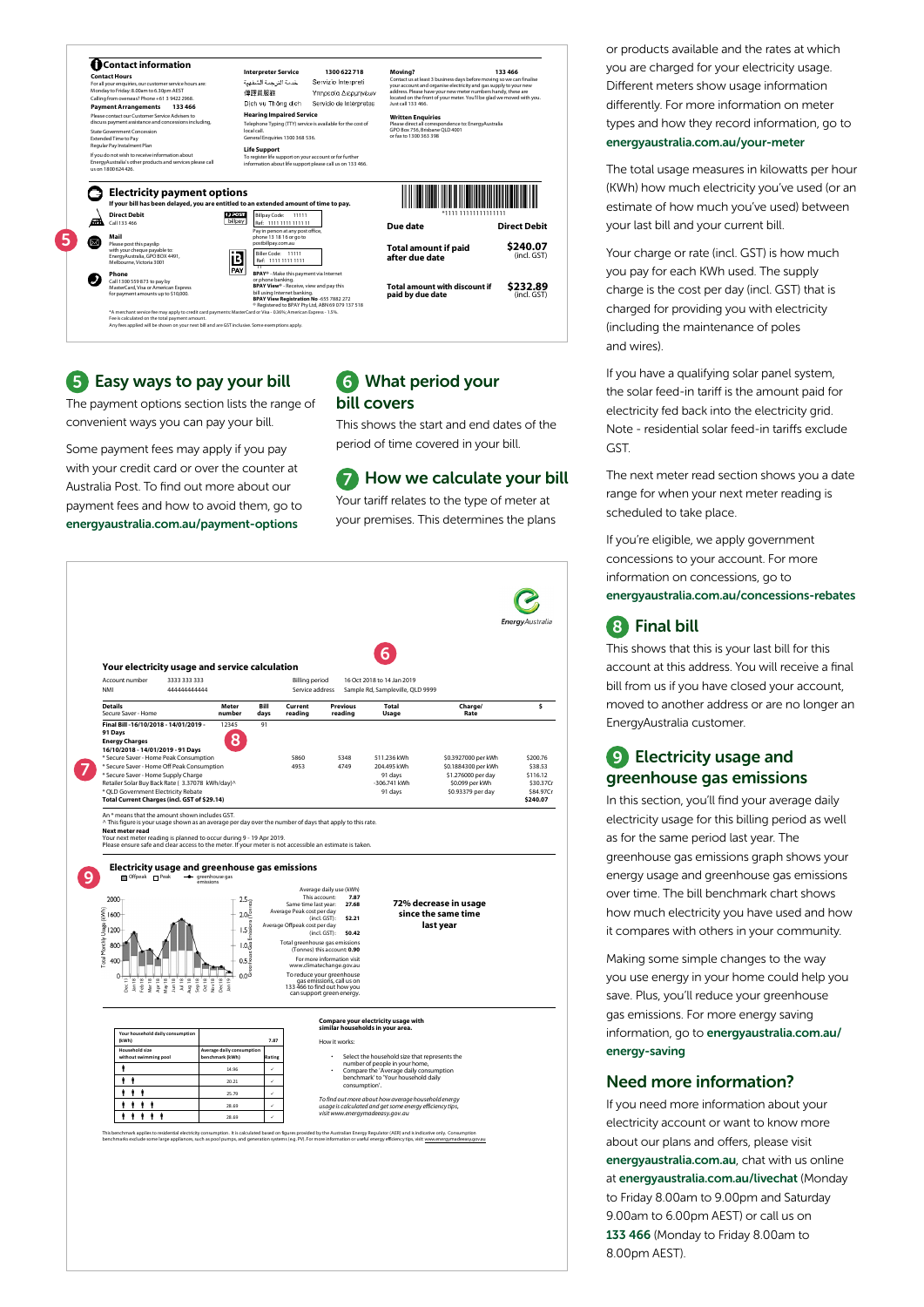**Contact information**

**Contact Hours**
For all your enquiries, our customer service hours are: Monday to Friday: 8.00am to 6.30pm AEST
Calling from overseas? Phone +61 3 9422 2968.

**Payment Arrangements** 133 466
Please contact our Customer Service Advisers to discuss payment assistance and concessions including,
State Government Concession
Extended Time to Pay
Regular Pay Instalment Plan

If you do not wish to receive information about EnergyAustralia's other products and services please call us on 1800 624 426.

**Interpreter Service** 1300 622 718
خدمة الترجمة الشفهية Servizio Interpreti
傳譯員服務 Υπηρεσία Διερμηνέων
Dịch vụ Thông dịch Servicio de Intérpretes

**Hearing Impaired Service**
Telephone Typing (TTY) service is available for the cost of local call.
General Enquiries 1300 368 536.

**Life Support**
To register life support on your account or for further information about life support please call us on 133 466.

**Moving?** 133 466
Contact us at least 3 business days before moving so we can finalise your account and organise electricity and gas supply to your new address. Please have your new meter numbers handy, these are located on the front of your meter. You'll be glad we moved with you. Just call 133 466.

**Written Enquiries**
Please direct all correspondence to: EnergyAustralia
GPO Box 756, Brisbane QLD 4001
or fax to 1300 363 398

**Electricity payment options**

**If your bill has been delayed, you are entitled to an extended amount of time to pay.**

**Direct Debit**
Call 133 466

**Mail**
Please post this payslip with your cheque payable to: EnergyAustralia, GPO BOX 4491, Melbourne, Victoria 3001

**Phone**
Call 1300 559 873 to pay by MasterCard, Visa or American Express for payment amounts up to $10,000.

Billpay Code: 11111
Ref: 1111 1111 1111 11
Pay in person at any post office, phone 13 18 16 or go to postbillpay.com.au

Biller Code: 11111
Ref: 1111 1111 1111

BPAY® - Make this payment via Internet or phone banking.
BPAY View® - Receive, view and pay this bill using Internet banking.
BPAY View Registration No.: 655 7882 272
® Registered to BPAY Pty Ltd, ABN 69 079 137 518

*1111 1111111111111

| | |
|---|---|
| **Due date** | **Direct Debit** |
| **Total amount if paid after due date** | **$240.07** (incl. GST) |
| **Total amount with discount if paid by due date** | **$232.89** (incl. GST) |

*A merchant service fee may apply to credit card payments: MasterCard or Visa - 0.36%; American Express - 1.5%. Fee is calculated on the total payment amount.
Any fees applied will be shown on your next bill and are GST inclusive. Some exemptions apply.

## 5 Easy ways to pay your bill

The payment options section lists the range of convenient ways you can pay your bill.

Some payment fees may apply if you pay with your credit card or over the counter at Australia Post. To find out more about our payment fees and how to avoid them, go to **energyaustralia.com.au/payment-options**

## 6 What period your bill covers

This shows the start and end dates of the period of time covered in your bill.

## 7 How we calculate your bill

Your tariff relates to the type of meter at your premises. This determines the plans or products available and the rates at which you are charged for your electricity usage. Different meters show usage information differently. For more information on meter types and how they record information, go to **energyaustralia.com.au/your-meter**

The total usage measures in kilowatts per hour (KWh) how much electricity you've used (or an estimate of how much you've used) between your last bill and your current bill.

Your charge or rate (incl. GST) is how much you pay for each KWh used. The supply charge is the cost per day (incl. GST) that is charged for providing you with electricity (including the maintenance of poles and wires).

If you have a qualifying solar panel system, the solar feed-in tariff is the amount paid for electricity fed back into the electricity grid. Note - residential solar feed-in tariffs exclude GST.

The next meter read section shows you a date range for when your next meter reading is scheduled to take place.

If you're eligible, we apply government concessions to your account. For more information on concessions, go to **energyaustralia.com.au/concessions-rebates**

## 8 Final bill

This shows that this is your last bill for this account at this address. You will receive a final bill from us if you have closed your account, moved to another address or are no longer an EnergyAustralia customer.

## 9 Electricity usage and greenhouse gas emissions

In this section, you'll find your average daily electricity usage for this billing period as well as for the same period last year. The greenhouse gas emissions graph shows your energy usage and greenhouse gas emissions over time. The bill benchmark chart shows how much electricity you have used and how it compares with others in your community.

Making some simple changes to the way you use energy in your home could help you save. Plus, you'll reduce your greenhouse gas emissions. For more energy saving information, go to **energyaustralia.com.au/energy-saving**

## Need more information?

If you need more information about your electricity account or want to know more about our plans and offers, please visit **energyaustralia.com.au**, chat with us online at **energyaustralia.com.au/livechat** (Monday to Friday 8.00am to 9.00pm and Saturday 9.00am to 6.00pm AEST) or call us on **133 466** (Monday to Friday 8.00am to 8.00pm AEST).

---

EnergyAustralia

**Your electricity usage and service calculation**

| | | | |
|---|---|---|---|
| Account number | 3333 333 333 | Billing period | 16 Oct 2018 to 14 Jan 2019 |
| NMI | 444444444444 | Service address | Sample Rd, Sampleville, QLD 9999 |

| Details | Meter number | Bill days | Current reading | Previous reading | Total Usage | Charge/ Rate | $ |
|---|---|---|---|---|---|---|---|
| Secure Saver - Home | | | | | | | |
| **Final Bill - 16/10/2018 - 14/01/2019 - 91 Days** | 12345 | 91 | | | | | |
| **Energy Charges** | | | | | | | |
| **16/10/2018 - 14/01/2019 - 91 Days** | | | | | | | |
| * Secure Saver - Home Peak Consumption | | | 5860 | 5348 | 511.236 kWh | $0.3927000 per kWh | $200.76 |
| * Secure Saver - Home Off Peak Consumption | | | 4953 | 4749 | 204.495 kWh | $0.1884300 per kWh | $38.53 |
| * Secure Saver - Home Supply Charge | | | | | 91 days | $1.276000 per day | $116.12 |
| Retailer Solar Buy Back Rate ( 3.37078 kWh/day)^ | | | | | -306.741 kWh | $0.099 per kWh | $30.37Cr |
| * QLD Government Electricity Rebate | | | | | 91 days | $0.93379 per day | $84.97Cr |
| **Total Current Charges (incl. GST of $29.14)** | | | | | | | **$240.07** |

An * means that the amount shown includes GST.
^ This figure is your usage shown as an average per day over the number of days that apply to this rate.
**Next meter read**
Your next meter reading is planned to occur during 9 - 19 Apr 2019.
Please ensure safe and clear access to the meter. If your meter is not accessible an estimate is taken.

**Electricity usage and greenhouse gas emissions**

Offpeak Peak greenhouse gas emissions

Total Monthly Usage (kWh)
2000
1600
1200
800
400
0

Greenhouse Gas Emissions (Tonnes)
2.5
2.0
1.5
1.0
0.5
0.0

Dec 17, Jan 18, Feb 18, Mar 18, Apr 18, May 18, Jun 18, Jul 18, Aug 18, Sep 18, Oct 18, Nov 18, Dec 18, Jan 19

Average daily use (kWh)
This account: **7.87**
Same time last year: **27.68**
Average Peak cost per day (incl. GST): **$2.21**
Average Offpeak cost per day (incl. GST): **$0.42**

Total greenhouse gas emissions (Tonnes) this account: **0.90**

For more information visit www.climatechange.gov.au

To reduce your greenhouse gas emissions, call us on 133 466 to find out how you can support green energy.

**72% decrease in usage since the same time last year**

| Your household daily consumption (kWh) | | 7.87 |
|---|---|---|
| Household size without swimming pool | Average daily consumption benchmark (kWh) | Rating |
| 1 person | 14.96 | ✓ |
| 2 people | 20.21 | ✓ |
| 3 people | 25.79 | ✓ |
| 4 people | 28.69 | ✓ |
| 5 people | 28.69 | ✓ |

**Compare your electricity usage with similar households in your area.**

How it works:

- Select the household size that represents the number of people in your home,
- Compare the 'Average daily consumption benchmark' to 'Your household daily consumption'.

*To find out more about how average household energy usage is calculated and get some energy efficiency tips, visit www.energymadeeasy.gov.au*

This benchmark applies to residential electricity consumption. It is calculated based on figures provided by the Australian Energy Regulator (AER) and is indicative only. Consumption benchmarks exclude some large appliances, such as pool pumps, and generation systems (e.g. PV). For more information or useful energy efficiency tips, visit: www.energymadeeasy.gov.au